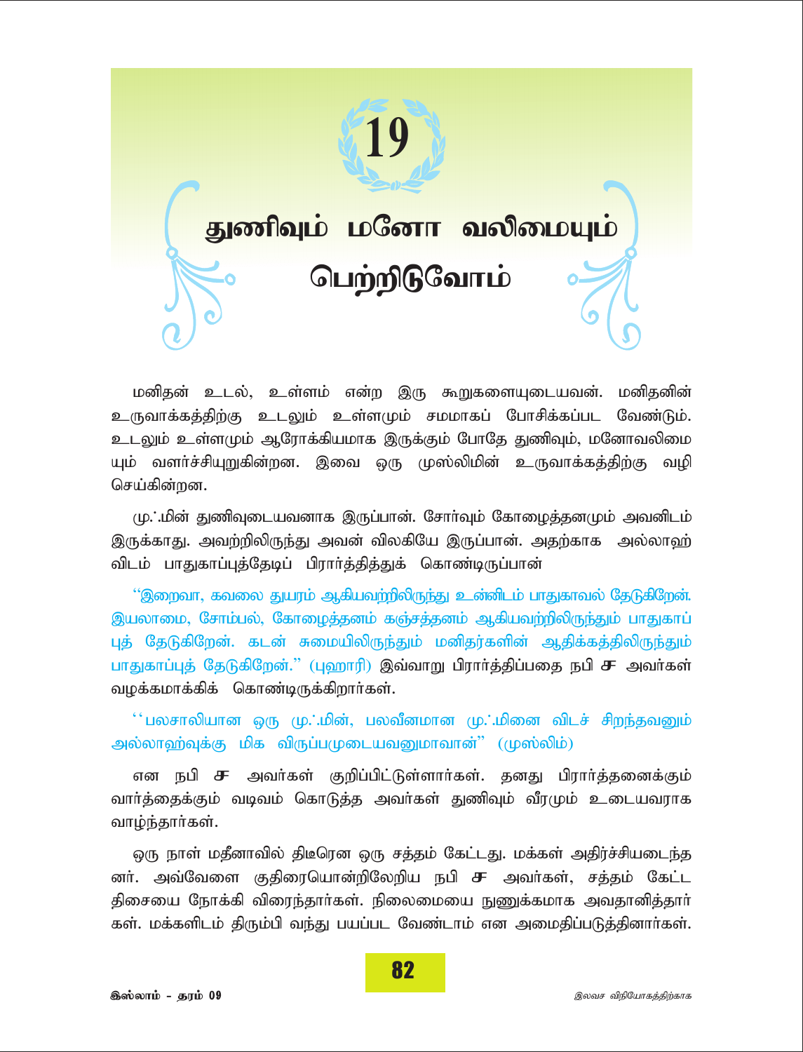# 19

# துணிவும் மனோ வலிமையும் பெற்றிடுவோம்

மனிதன் உடல், உள்ளம் என்ற இரு கூறுகளையுடையவன். மனிதனின் உருவாக்கத்திற்கு உடலும் உள்ளமும் சமமாகப் போசிக்கப்பட வேண்டும். உடலும் உள்ளமும் ஆரோக்கியமாக இருக்கும் போதே துணிவும், மனோவலிமையும் வளர்ச்சியுறுகின்றன. இவை ஒரு முஸ்லிமின் உருவாக்கத்திற்கு வழி செய்கின்றன.

மு.ஃமின் துணிவுடையவனாக இருப்பான். சோர்வும் கோழைத்தனமும் அவனிடம் இருக்காது. அவற்றிலிருந்து அவன் விலகியே இருப்பான். அதற்காக அல்லாஹ்விடம் பாதுகாப்புத்தேடிப் பிரார்த்தித்துக் கொண்டிருப்பான்

''இறைவா, கவலை துயரம் ஆகியவற்றிலிருந்து உன்னிடம் பாதுகாவல் தேடுகிறேன். இயலாமை, சோம்பல், கோழைத்தனம் கஞ்சத்தனம் ஆகியவற்றிலிருந்தும் பாதுகாப்புத் தேடுகிறேன். கடன் சுமையிலிருந்தும் மனிதர்களின் ஆதிக்கத்திலிருந்தும் பாதுகாப்புத் தேடுகிறேன்.'' (புஹாரி) இவ்வாறு பிரார்த்திப்பதை நபி ஸ அவர்கள் வழக்கமாக்கிக் கொண்டிருக்கிறார்கள்.

''பலசாலியான ஒரு மு.ஃமின், பலவீனமான மு.ஃமினை விடச் சிறந்தவனும் அல்லாஹ்வுக்கு மிக விருப்பமுடையவனுமாவான்'' (முஸ்லிம்)

என நபி ஸ அவர்கள் குறிப்பிட்டுள்ளார்கள். தனது பிரார்த்தனைக்கும் வார்த்தைக்கும் வடிவம் கொடுத்த அவர்கள் துணிவும் வீரமும் உடையவராக வாழ்ந்தார்கள்.

ஒரு நாள் மதீனாவில் திடீரென ஒரு சத்தம் கேட்டது. மக்கள் அதிர்ச்சியடைந்தனர். அவ்வேளை குதிரையொன்றிலேறிய நபி ஸ அவர்கள், சத்தம் கேட்ட திசையை நோக்கி விரைந்தார்கள். நிலைமையை நுணுக்கமாக அவதானித்தார்கள். மக்களிடம் திரும்பி வந்து பயப்பட வேண்டாம் என அமைதிப்படுத்தினார்கள்.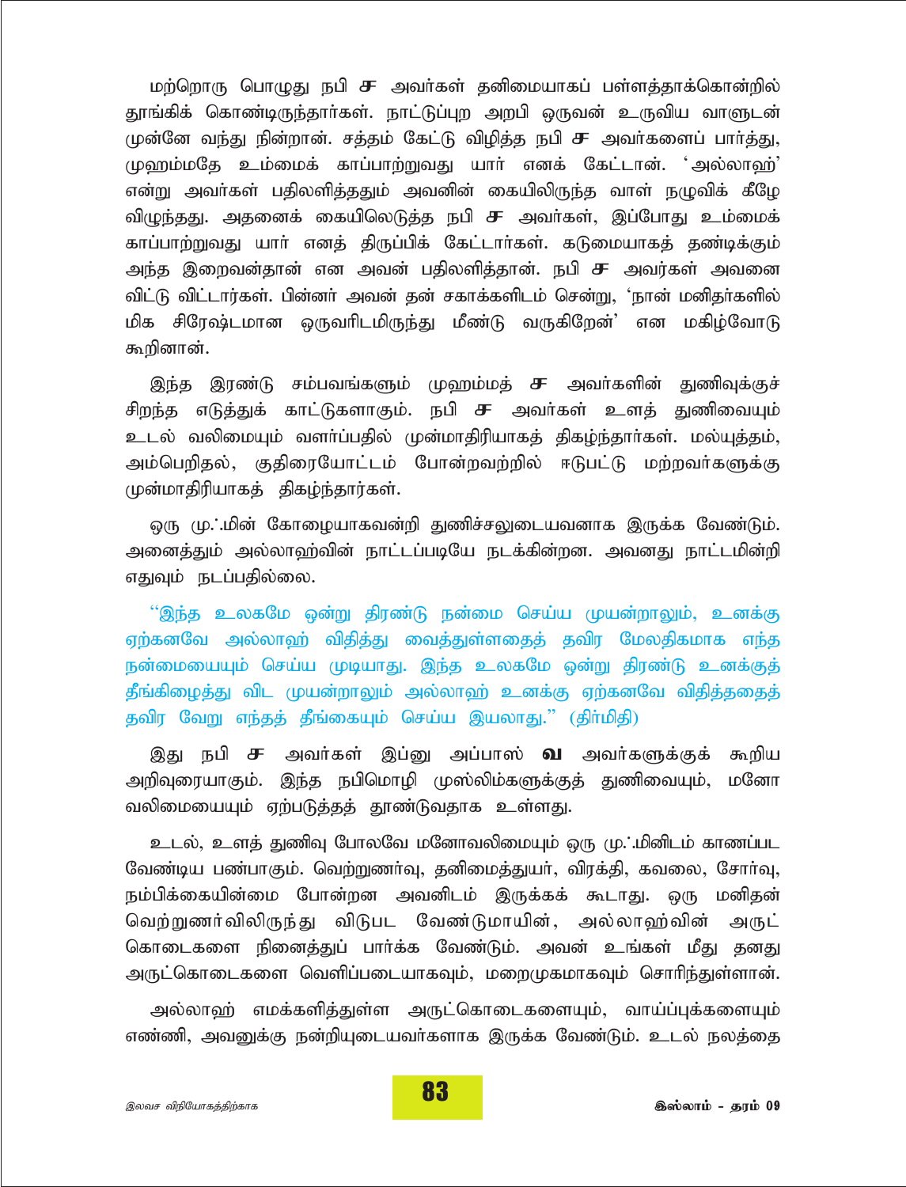மற்றொரு பொழுது நபி ஸ அவர்கள் தனிமையாகப் பள்ளத்தாக்கொன்றில் தூங்கிக் கொண்டிருந்தார்கள். நாட்டுப்புற அறபி ஒருவன் உருவிய வாளுடன் முன்னே வந்து நின்றான். சத்தம் கேட்டு விழித்த நபி ஸ அவர்களைப் பார்த்து, முஹம்மதே உம்மைக் காப்பாற்றுவது யார் எனக் கேட்டான். 'அல்லாஹ்' என்று அவர்கள் பதிலளித்ததும் அவனின் கையிலிருந்த வாள் நழுவிக் கீழே விழுந்தது. அதனைக் கையிலெடுத்த நபி ஸ அவர்கள், இப்போது உம்மைக் காப்பாற்றுவது யார் எனத் திருப்பிக் கேட்டார்கள். கடுமையாகத் தண்டிக்கும் அந்த இறைவன்தான் என அவன் பதிலளித்தான். நபி ஸ அவர்கள் அவனை விட்டு விட்டார்கள். பின்னர் அவன் தன் சகாக்களிடம் சென்று, 'நான் மனிதர்களில் மிக சிரேஷ்டமான ஒருவரிடமிருந்து மீண்டு வருகிறேன்' என மகிழ்வோடு கூறினான்.

இந்த இரண்டு சம்பவங்களும் முஹம்மத் ஸ அவர்களின் துணிவுக்குச் சிறந்த எடுத்துக் காட்டுகளாகும். நபி ஸ அவர்கள் உளத் துணிவையும் உடல் வலிமையும் வளர்ப்பதில் முன்மாதிரியாகத் திகழ்ந்தார்கள். மல்யுத்தம், அம்பெறிதல், குதிரையோட்டம் போன்றவற்றில் ஈடுபட்டு மற்றவர்களுக்கு முன்மாதிரியாகத் திகழ்ந்தார்கள்.

ஒரு மு'மின் கோழையாகவன்றி துணிச்சலுடையவனாக இருக்க வேண்டும். அனைத்தும் அல்லாஹ்வின் நாட்டப்படியே நடக்கின்றன. அவனது நாட்டமின்றி எதுவும் நடப்பதில்லை.

"இந்த உலகமே ஒன்று திரண்டு நன்மை செய்ய முயன்றாலும், உனக்கு ஏற்கனவே அல்லாஹ் விதித்து வைத்துள்ளதைத் தவிர மேலதிகமாக எந்த நன்மையையும் செய்ய முடியாது. இந்த உலகமே ஒன்று திரண்டு உனக்குத் தீங்கிழைத்து விட முயன்றாலும் அல்லாஹ் உனக்கு ஏற்கனவே விதித்ததைத் தவிர வேறு எந்தத் தீங்கையும் செய்ய இயலாது." (திர்மிதி)

இது நபி ஸ அவர்கள் இப்னு அப்பாஸ் ரலி அவர்களுக்குக் கூறிய அறிவுரையாகும். இந்த நபிமொழி முஸ்லிம்களுக்குத் துணிவையும், மனோ வலிமையையும் ஏற்படுத்தத் தூண்டுவதாக உள்ளது.

உடல், உளத் துணிவு போலவே மனோவலிமையும் ஒரு மு'மினிடம் காணப்பட வேண்டிய பண்பாகும். வெற்றுணர்வு, தனிமைத்துயர், விரக்தி, கவலை, சோர்வு, நம்பிக்கையின்மை போன்றன அவனிடம் இருக்கக் கூடாது. ஒரு மனிதன் வெற்றுணர்விலிருந்து விடுபட வேண்டுமாயின், அல்லாஹ்வின் அருட் கொடைகளை நினைத்துப் பார்க்க வேண்டும். அவன் உங்கள் மீது தனது அருட்கொடைகளை வெளிப்படையாகவும், மறைமுகமாகவும் சொரிந்துள்ளான்.

அல்லாஹ் எமக்களித்துள்ள அருட்கொடைகளையும், வாய்ப்புக்களையும் எண்ணி, அவனுக்கு நன்றியுடையவர்களாக இருக்க வேண்டும். உடல் நலத்தை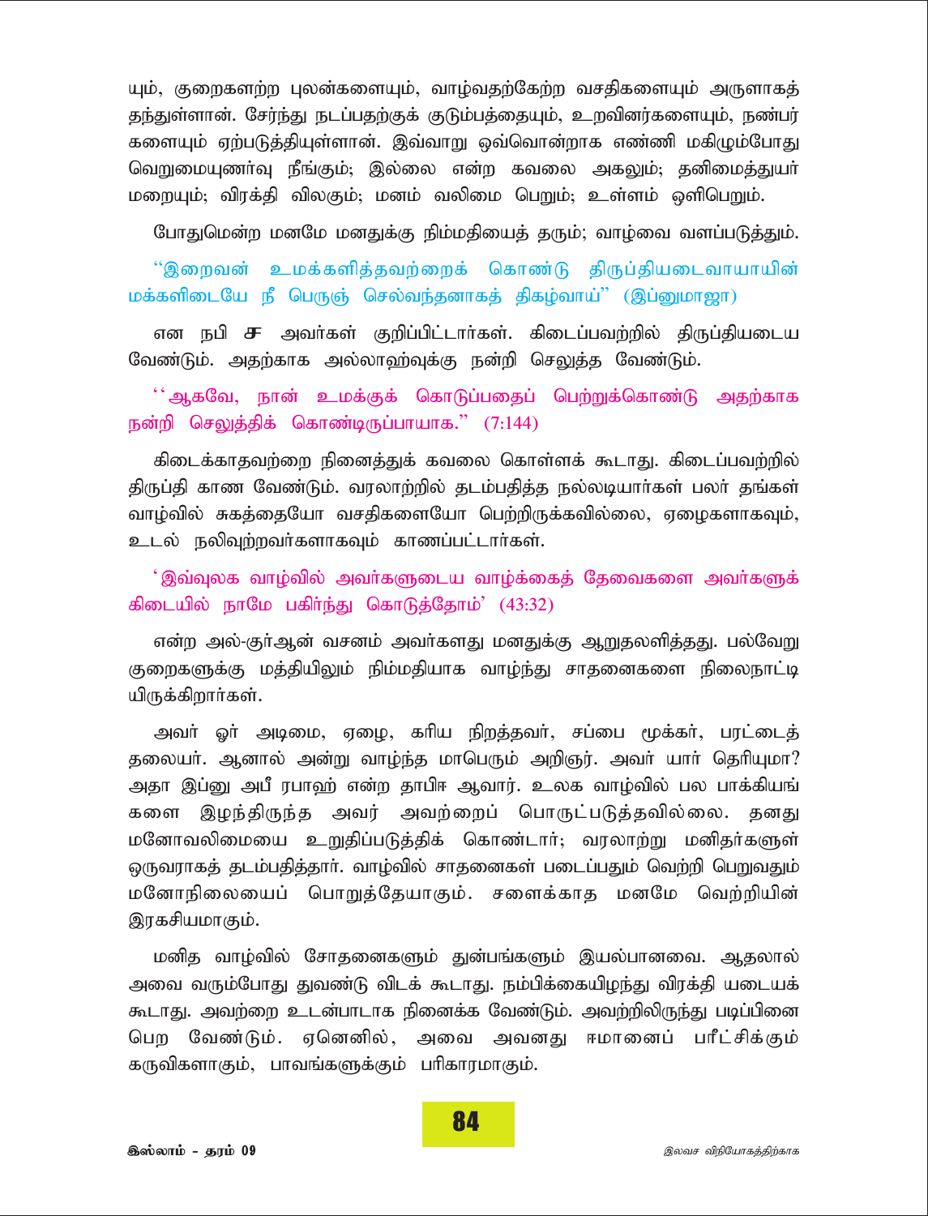யும், குறைகளற்ற புலன்களையும், வாழ்வதற்கேற்ற வசதிகளையும் அருளாகத் தந்துள்ளான். சேர்ந்து நடப்பதற்குக் குடும்பத்தையும், உறவினர்களையும், நண்பர்களையும் ஏற்படுத்தியுள்ளான். இவ்வாறு ஒவ்வொன்றாக எண்ணி மகிழும்போது வெறுமையுணர்வு நீங்கும்; இல்லை என்ற கவலை அகலும்; தனிமைத்துயர் மறையும்; விரக்தி விலகும்; மனம் வலிமை பெறும்; உள்ளம் ஒளிபெறும்.

போதுமென்ற மனமே மனதுக்கு நிம்மதியைத் தரும்; வாழ்வை வளப்படுத்தும்.

"இறைவன் உமக்களித்தவற்றைக் கொண்டு திருப்தியடைவாயாயின் மக்களிடையே நீ பெருஞ் செல்வந்தனாகத் திகழ்வாய்" (இப்னுமாஜா)

என நபி ச அவர்கள் குறிப்பிட்டார்கள். கிடைப்பவற்றில் திருப்தியடைய வேண்டும். அதற்காக அல்லாஹ்வுக்கு நன்றி செலுத்த வேண்டும்.

"ஆகவே, நான் உமக்குக் கொடுப்பதைப் பெற்றுக்கொண்டு அதற்காக நன்றி செலுத்திக் கொண்டிருப்பாயாக." (7:144)

கிடைக்காதவற்றை நினைத்துக் கவலை கொள்ளக் கூடாது. கிடைப்பவற்றில் திருப்தி காண வேண்டும். வரலாற்றில் தடம்பதித்த நல்லடியார்கள் பலர் தங்கள் வாழ்வில் சுகத்தையோ வசதிகளையோ பெற்றிருக்கவில்லை, ஏழைகளாகவும், உடல் நலிவுற்றவர்களாகவும் காணப்பட்டார்கள்.

'இவ்வுலக வாழ்வில் அவர்களுடைய வாழ்க்கைத் தேவைகளை அவர்களுக் கிடையில் நாமே பகிர்ந்து கொடுத்தோம்' (43:32)

என்ற அல்-குர்ஆன் வசனம் அவர்களது மனதுக்கு ஆறுதலளித்தது. பல்வேறு குறைகளுக்கு மத்தியிலும் நிம்மதியாக வாழ்ந்து சாதனைகளை நிலைநாட்டி யிருக்கிறார்கள்.

அவர் ஓர் அடிமை, ஏழை, கரிய நிறத்தவர், சப்பை மூக்கர், பரட்டைத் தலையர். ஆனால் அன்று வாழ்ந்த மாபெரும் அறிஞர். அவர் யார் தெரியுமா? அதா இப்னு அபீ ரபாஹ் என்ற தாபிஈ ஆவார். உலக வாழ்வில் பல பாக்கியங்களை இழந்திருந்த அவர் அவற்றைப் பொருட்படுத்தவில்லை. தனது மனோவலிமையை உறுதிப்படுத்திக் கொண்டார்; வரலாற்று மனிதர்களுள் ஒருவராகத் தடம்பதித்தார். வாழ்வில் சாதனைகள் படைப்பதும் வெற்றி பெறுவதும் மனோநிலையைப் பொறுத்தேயாகும். சளைக்காத மனமே வெற்றியின் இரகசியமாகும்.

மனித வாழ்வில் சோதனைகளும் துன்பங்களும் இயல்பானவை. ஆதலால் அவை வரும்போது துவண்டு விடக் கூடாது. நம்பிக்கையிழந்து விரக்தி யடையக் கூடாது. அவற்றை உடன்பாடாக நினைக்க வேண்டும். அவற்றிலிருந்து படிப்பினை பெற வேண்டும். ஏனெனில், அவை அவனது ஈமானைப் பரீட்சிக்கும் கருவிகளாகும், பாவங்களுக்கும் பரிகாரமாகும்.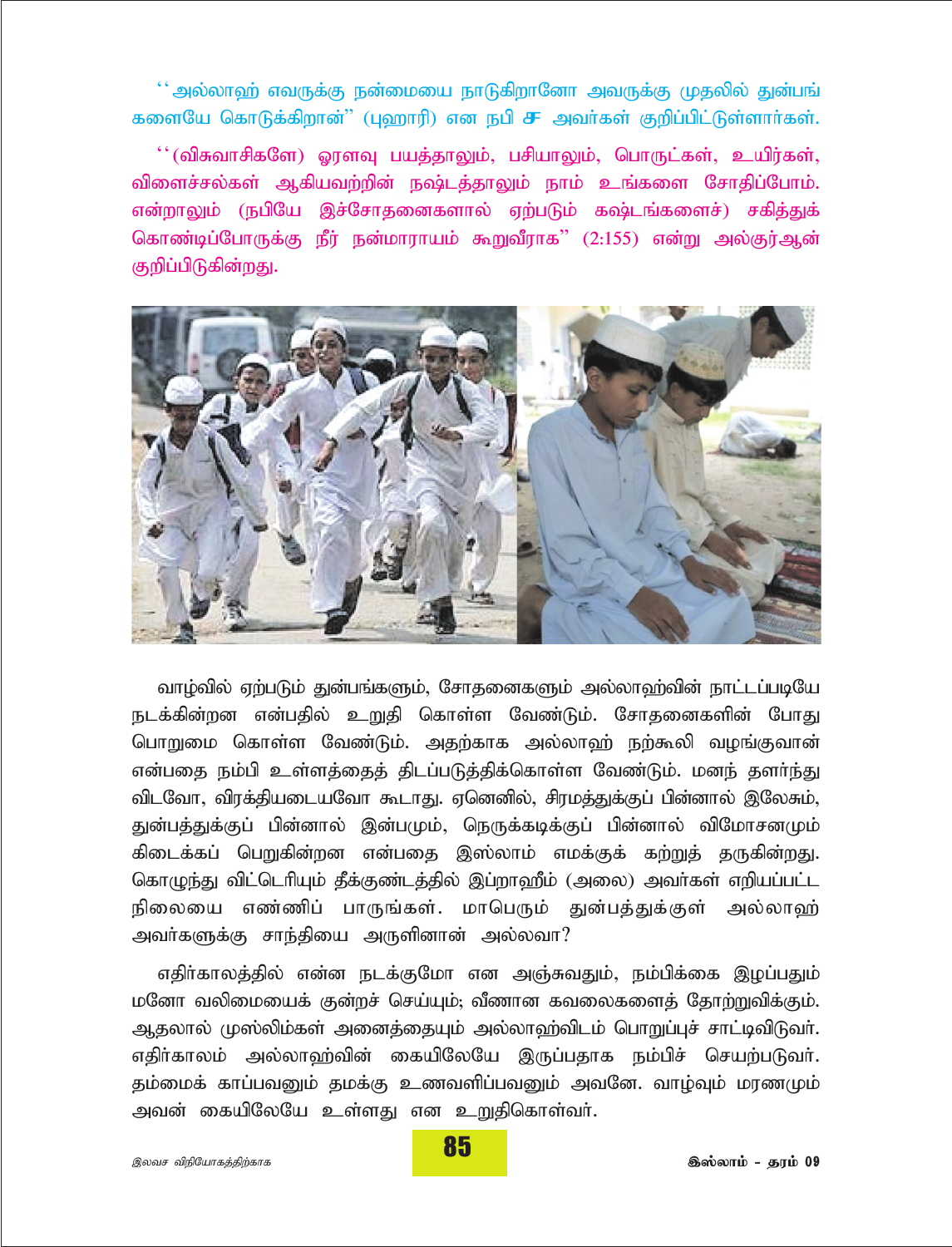''அல்லாஹ் எவருக்கு நன்மையை நாடுகிறானோ அவருக்கு முதலில் துன்பங்களையே கொடுக்கிறான்'' (புஹாரி) என நபி ஸல் அவர்கள் குறிப்பிட்டுள்ளார்கள்.

''(விசுவாசிகளே) ஓரளவு பயத்தாலும், பசியாலும், பொருட்கள், உயிர்கள், விளைச்சல்கள் ஆகியவற்றின் நஷ்டத்தாலும் நாம் உங்களை சோதிப்போம். என்றாலும் (நபியே இச்சோதனைகளால் ஏற்படும் கஷ்டங்களைச்) சகித்துக் கொண்டிப்போருக்கு நீர் நன்மாராயம் கூறுவீராக'' (2:155) என்று அல்குர்ஆன் குறிப்பிடுகின்றது.

வாழ்வில் ஏற்படும் துன்பங்களும், சோதனைகளும் அல்லாஹ்வின் நாட்டப்படியே நடக்கின்றன என்பதில் உறுதி கொள்ள வேண்டும். சோதனைகளின் போது பொறுமை கொள்ள வேண்டும். அதற்காக அல்லாஹ் நற்கூலி வழங்குவான் என்பதை நம்பி உள்ளத்தைத் திடப்படுத்திக்கொள்ள வேண்டும். மனந் தளர்ந்து விடவோ, விரக்தியடையவோ கூடாது. ஏனெனில், சிரமத்துக்குப் பின்னால் இலேசும், துன்பத்துக்குப் பின்னால் இன்பமும், நெருக்கடிக்குப் பின்னால் விமோசனமும் கிடைக்கப் பெறுகின்றன என்பதை இஸ்லாம் எமக்குக் கற்றுத் தருகின்றது. கொழுந்து விட்டெரியும் தீக்குண்டத்தில் இப்றாஹீம் (அலை) அவர்கள் எறியப்பட்ட நிலையை எண்ணிப் பாருங்கள். மாபெரும் துன்பத்துக்குள் அல்லாஹ் அவர்களுக்கு சாந்தியை அருளினான் அல்லவா?

எதிர்காலத்தில் என்ன நடக்குமோ என அஞ்சுவதும், நம்பிக்கை இழப்பதும் மனோ வலிமையைக் குன்றச் செய்யும்; வீணான கவலைகளைத் தோற்றுவிக்கும். ஆதலால் முஸ்லிம்கள் அனைத்தையும் அல்லாஹ்விடம் பொறுப்புச் சாட்டிவிடுவர். எதிர்காலம் அல்லாஹ்வின் கையிலேயே இருப்பதாக நம்பிச் செயற்படுவர். தம்மைக் காப்பவனும் தமக்கு உணவளிப்பவனும் அவனே. வாழ்வும் மரணமும் அவன் கையிலேயே உள்ளது என உறுதிகொள்வர்.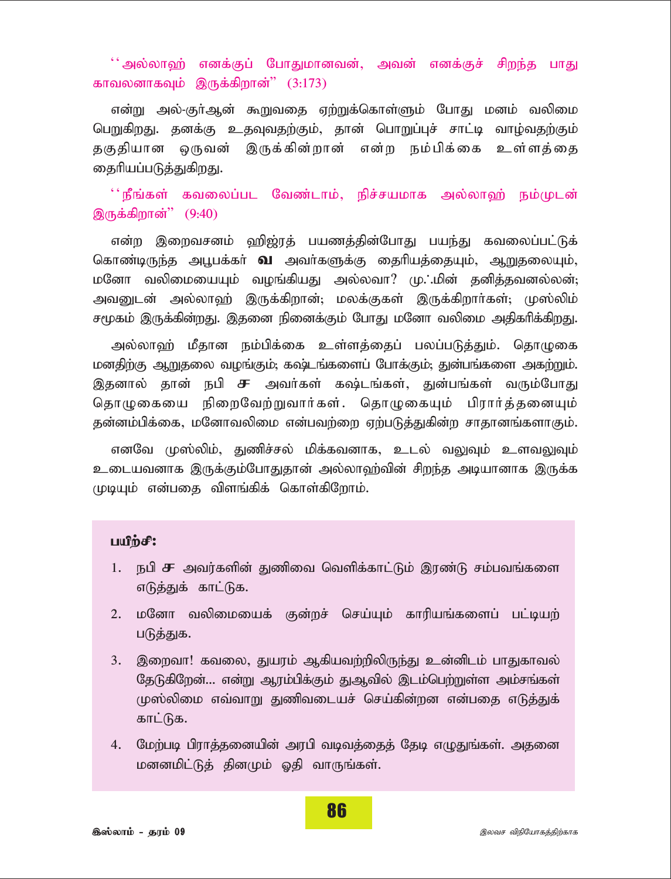"அல்லாஹ் எனக்குப் போதுமானவன், அவன் எனக்குச் சிறந்த பாது காவலனாகவும் இருக்கிறான்" (3:173)

என்று அல்-குர்ஆன் கூறுவதை ஏற்றுக்கொள்ளும் போது மனம் வலிமை பெறுகிறது. தனக்கு உதவுவதற்கும், தான் பொறுப்புச் சாட்டி வாழ்வதற்கும் தகுதியான ஒருவன் இருக்கின்றான் என்ற நம்பிக்கை உள்ளத்தை தைரியப்படுத்துகிறது.

"நீங்கள் கவலைப்பட வேண்டாம், நிச்சயமாக அல்லாஹ் நம்முடன் இருக்கிறான்" (9:40)

என்ற இறைவசனம் ஹிஜ்ரத் பயணத்தின்போது பயந்து கவலைப்பட்டுக் கொண்டிருந்த அபூபக்கர் **வ** அவர்களுக்கு தைரியத்தையும், ஆறுதலையும், மனோ வலிமையையும் வழங்கியது அல்லவா? மு∴மின் தனித்தவனல்லன்; அவனுடன் அல்லாஹ் இருக்கிறான்; மலக்குகள் இருக்கிறார்கள்; முஸ்லிம் சமூகம் இருக்கின்றது. இதனை நினைக்கும் போது மனோ வலிமை அதிகரிக்கிறது.

அல்லாஹ் மீதான நம்பிக்கை உள்ளத்தைப் பலப்படுத்தும். தொழுகை மனதிற்கு ஆறுதலை வழங்கும்; கஷ்டங்களைப் போக்கும்; துன்பங்களை அகற்றும். இதனால் தான் நபி **ச** அவர்கள் கஷ்டங்கள், துன்பங்கள் வரும்போது தொழுகையை நிறைவேற்றுவார்கள். தொழுகையும் பிரார்த்தனையும் தன்னம்பிக்கை, மனோவலிமை என்பவற்றை ஏற்படுத்துகின்ற சாதானங்களாகும்.

எனவே முஸ்லிம், துணிச்சல் மிக்கவனாக, உடல் வலுவும் உளவலுவும் உடையவனாக இருக்கும்போதுதான் அல்லாஹ்வின் சிறந்த அடியானாக இருக்க முடியும் என்பதை விளங்கிக் கொள்கிறோம்.

**பயிற்சி:**

1. நபி **ச** அவர்களின் துணிவை வெளிக்காட்டும் இரண்டு சம்பவங்களை எடுத்துக் காட்டுக.
2. மனோ வலிமையைக் குன்றச் செய்யும் காரியங்களைப் பட்டியற் படுத்துக.
3. இறைவா! கவலை, துயரம் ஆகியவற்றிலிருந்து உன்னிடம் பாதுகாவல் தேடுகிறேன்... என்று ஆரம்பிக்கும் துஆவில் இடம்பெற்றுள்ள அம்சங்கள் முஸ்லிமை எவ்வாறு துணிவடையச் செய்கின்றன என்பதை எடுத்துக் காட்டுக.
4. மேற்படி பிராத்தனையின் அரபி வடிவத்தைத் தேடி எழுதுங்கள். அதனை மனனமிட்டுத் தினமும் ஓதி வாருங்கள்.